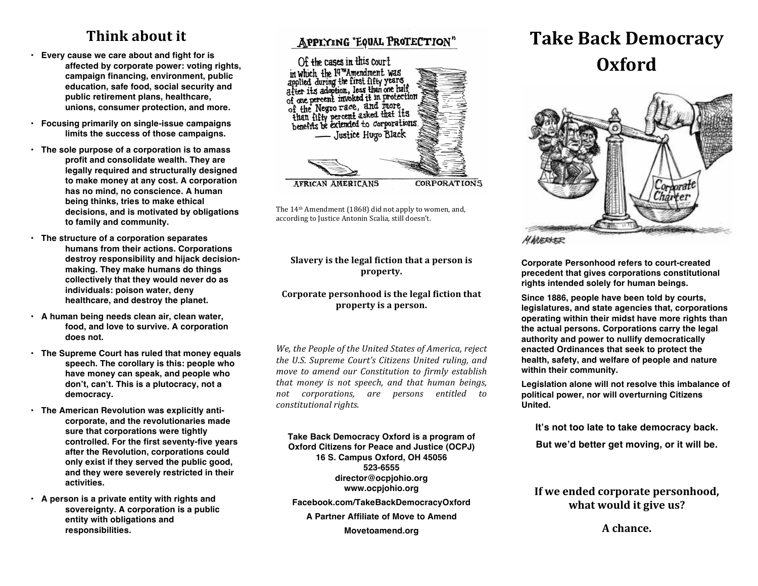## Think about it

- Every cause we care about and fight for is affected by corporate power: voting rights, campaign financing, environment, public education, safe food, social security and public retirement plans, healthcare, unions, consumer protection, and more.
- Focusing primarily on single-issue campaigns limits the success of those campaigns.
- The sole purpose of a corporation is to amass profit and consolidate wealth. They are legally required and structurally designed to make money at any cost. A corporation has no mind, no conscience. A human being thinks, tries to make ethical decisions, and is motivated by obligations to family and community.
- The structure of a corporation separates humans from their actions. Corporations destroy responsibility and hijack decision-making. They make humans do things collectively that they would never do as individuals: poison water, deny healthcare, and destroy the planet.
- A human being needs clean air, clean water, food, and love to survive. A corporation does not.
- The Supreme Court has ruled that money equals speech. The corollary is this: people who have money can speak, and people who don't, can't. This is a plutocracy, not a democracy.
- The American Revolution was explicitly anti-corporate, and the revolutionaries made sure that corporations were tightly controlled. For the first seventy-five years after the Revolution, corporations could only exist if they served the public good, and they were severely restricted in their activities.
- A person is a private entity with rights and sovereignty. A corporation is a public entity with obligations and responsibilities.

The 14th Amendment (1868) did not apply to women, and, according to Justice Antonin Scalia, still doesn't.

**Slavery is the legal fiction that a person is property.**

**Corporate personhood is the legal fiction that property is a person.**

*We, the People of the United States of America, reject the U.S. Supreme Court's Citizens United ruling, and move to amend our Constitution to firmly establish that money is not speech, and that human beings, not corporations, are persons entitled to constitutional rights.*

**Take Back Democracy Oxford is a program of Oxford Citizens for Peace and Justice (OCPJ)**
**16 S. Campus Oxford, OH 45056**
**523-6555**
**director@ocpjohio.org**
**www.ocpjohio.org**

**Facebook.com/TakeBackDemocracyOxford**

**A Partner Affiliate of Move to Amend**

**Movetoamend.org**

# Take Back Democracy Oxford

**Corporate Personhood refers to court-created precedent that gives corporations constitutional rights intended solely for human beings.**

**Since 1886, people have been told by courts, legislatures, and state agencies that, corporations operating within their midst have more rights than the actual persons. Corporations carry the legal authority and power to nullify democratically enacted Ordinances that seek to protect the health, safety, and welfare of people and nature within their community.**

**Legislation alone will not resolve this imbalance of political power, nor will overturning Citizens United.**

**It's not too late to take democracy back.**

**But we'd better get moving, or it will be.**

**If we ended corporate personhood, what would it give us?**

**A chance.**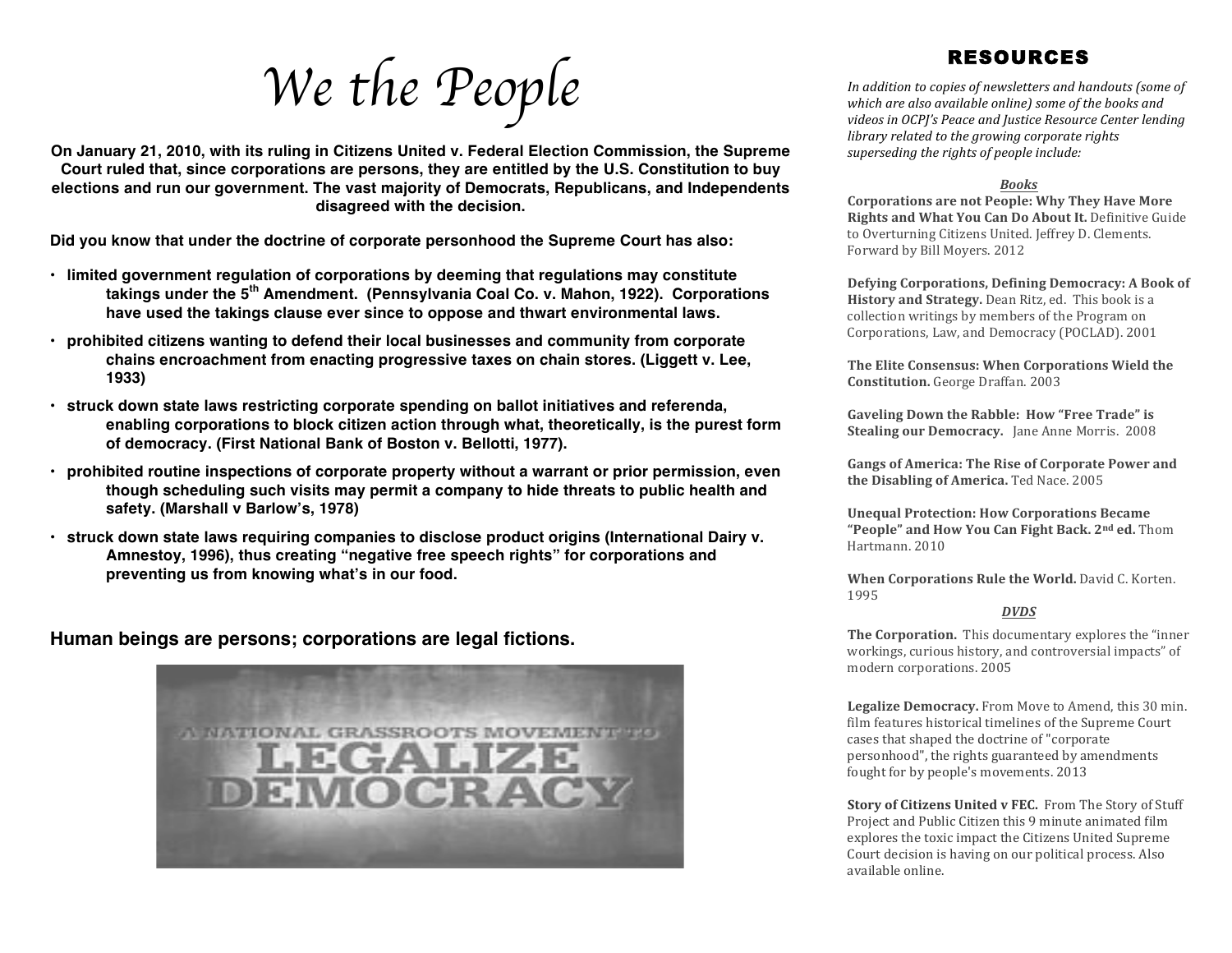# We the People

**On January 21, 2010, with its ruling in Citizens United v. Federal Election Commission, the Supreme Court ruled that, since corporations are persons, they are entitled by the U.S. Constitution to buy elections and run our government. The vast majority of Democrats, Republicans, and Independents disagreed with the decision.**

**Did you know that under the doctrine of corporate personhood the Supreme Court has also:**

- **limited government regulation of corporations by deeming that regulations may constitute takings under the 5th Amendment. (Pennsylvania Coal Co. v. Mahon, 1922). Corporations have used the takings clause ever since to oppose and thwart environmental laws.**
- **prohibited citizens wanting to defend their local businesses and community from corporate chains encroachment from enacting progressive taxes on chain stores. (Liggett v. Lee, 1933)**
- **struck down state laws restricting corporate spending on ballot initiatives and referenda, enabling corporations to block citizen action through what, theoretically, is the purest form of democracy. (First National Bank of Boston v. Bellotti, 1977).**
- **prohibited routine inspections of corporate property without a warrant or prior permission, even though scheduling such visits may permit a company to hide threats to public health and safety. (Marshall v Barlow's, 1978)**
- **struck down state laws requiring companies to disclose product origins (International Dairy v. Amnestoy, 1996), thus creating "negative free speech rights" for corporations and preventing us from knowing what's in our food.**

**Human beings are persons; corporations are legal fictions.**

A NATIONAL GRASSROOTS MOVEMENT TO LEGALIZE DEMOCRACY

## RESOURCES

*In addition to copies of newsletters and handouts (some of which are also available online) some of the books and videos in OCPJ's Peace and Justice Resource Center lending library related to the growing corporate rights superseding the rights of people include:*

***Books***

**Corporations are not People: Why They Have More Rights and What You Can Do About It.** Definitive Guide to Overturning Citizens United. Jeffrey D. Clements. Forward by Bill Moyers. 2012

**Defying Corporations, Defining Democracy: A Book of History and Strategy.** Dean Ritz, ed. This book is a collection writings by members of the Program on Corporations, Law, and Democracy (POCLAD). 2001

**The Elite Consensus: When Corporations Wield the Constitution.** George Draffan. 2003

**Gaveling Down the Rabble: How "Free Trade" is Stealing our Democracy.** Jane Anne Morris. 2008

**Gangs of America: The Rise of Corporate Power and the Disabling of America.** Ted Nace. 2005

**Unequal Protection: How Corporations Became "People" and How You Can Fight Back. 2nd ed.** Thom Hartmann. 2010

**When Corporations Rule the World.** David C. Korten. 1995

***DVDS***

**The Corporation.** This documentary explores the "inner workings, curious history, and controversial impacts" of modern corporations. 2005

**Legalize Democracy.** From Move to Amend, this 30 min. film features historical timelines of the Supreme Court cases that shaped the doctrine of "corporate personhood", the rights guaranteed by amendments fought for by people's movements. 2013

**Story of Citizens United v FEC.** From The Story of Stuff Project and Public Citizen this 9 minute animated film explores the toxic impact the Citizens United Supreme Court decision is having on our political process. Also available online.